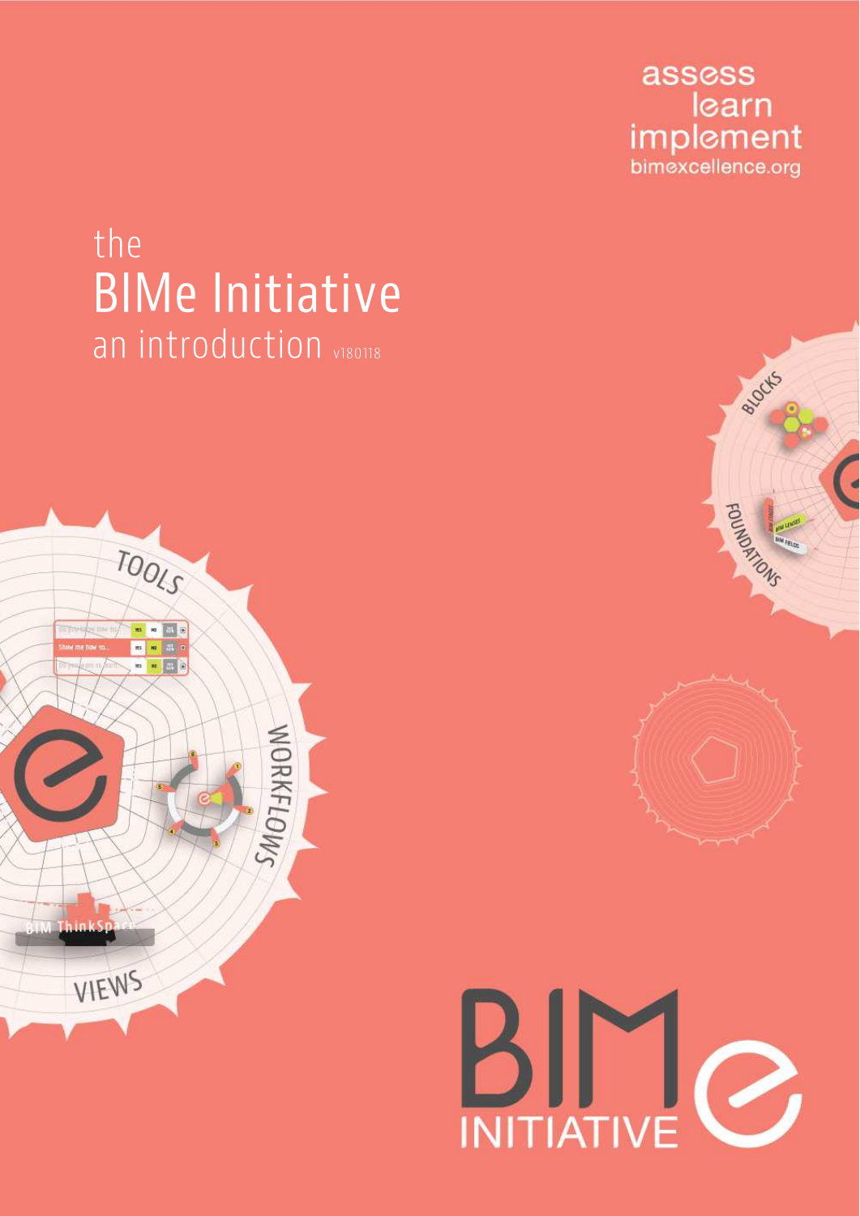assess
learn
implement
bimexcellence.org

# the BIMe Initiative

## an introduction v180118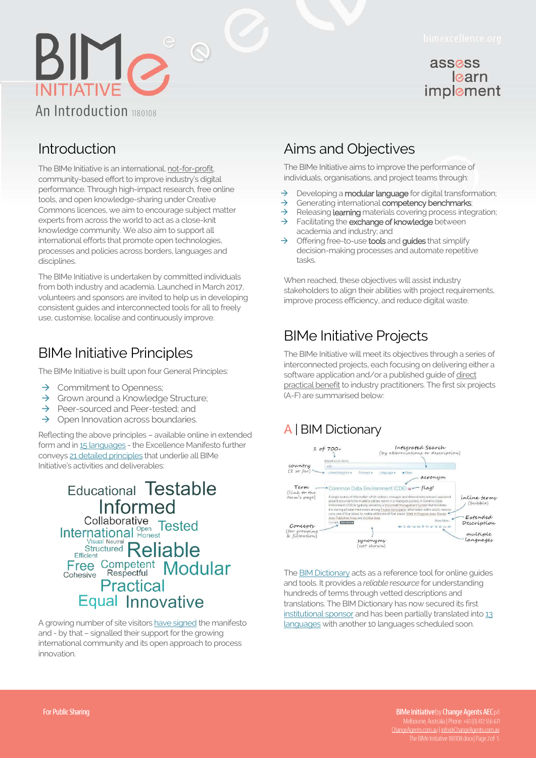# BIMe INITIATIVE

An Introduction 1180108

assess
learn
implement

## Introduction

The BIMe Initiative is an international, not-for-profit, community-based effort to improve industry's digital performance. Through high-impact research, free online tools, and open knowledge-sharing under Creative Commons licences, we aim to encourage subject matter experts from across the world to act as a close-knit knowledge community. We also aim to support all international efforts that promote open technologies, processes and policies across borders, languages and disciplines.

The BIMe Initiative is undertaken by committed individuals from both industry and academia. Launched in March 2017, volunteers and sponsors are invited to help us in developing consistent guides and interconnected tools for all to freely use, customise, localise and continuously improve.

## BIMe Initiative Principles

The BIMe Initiative is built upon four General Principles:

- → Commitment to Openness;
- → Grown around a Knowledge Structure;
- → Peer-sourced and Peer-tested; and
- → Open Innovation across boundaries.

Reflecting the above principles – available online in extended form and in 15 languages - the Excellence Manifesto further conveys 21 detailed principles that underlie all BIMe Initiative's activities and deliverables:

Educational Testable Informed Collaborative Tested International Open Honest Visual Neutral Structured Efficient Reliable Free Competent Respectful Modular Cohesive Practical Equal Innovative

A growing number of site visitors have signed the manifesto and - by that – signalled their support for the growing international community and its open approach to process innovation.

## Aims and Objectives

The BIMe Initiative aims to improve the performance of individuals, organisations, and project teams through:

- → Developing a **modular language** for digital transformation;
- → Generating international **competency benchmarks**;
- → Releasing **learning** materials covering process integration;
- → Facilitating the **exchange of knowledge** between academia and industry; and
- → Offering free-to-use **tools** and **guides** that simplify decision-making processes and automate repetitive tasks.

When reached, these objectives will assist industry stakeholders to align their abilities with project requirements, improve process efficiency, and reduce digital waste.

## BIMe Initiative Projects

The BIMe Initiative will meet its objectives through a series of interconnected projects, each focusing on delivering either a software application and/or a published guide of direct practical benefit to industry practitioners. The first six projects (A-F) are summarised below:

### A | BIM Dictionary

The BIM Dictionary acts as a reference tool for online guides and tools. It provides a *reliable resource* for understanding hundreds of terms through vetted descriptions and translations. The BIM Dictionary has now secured its first institutional sponsor and has been partially translated into 13 languages with another 10 languages scheduled soon.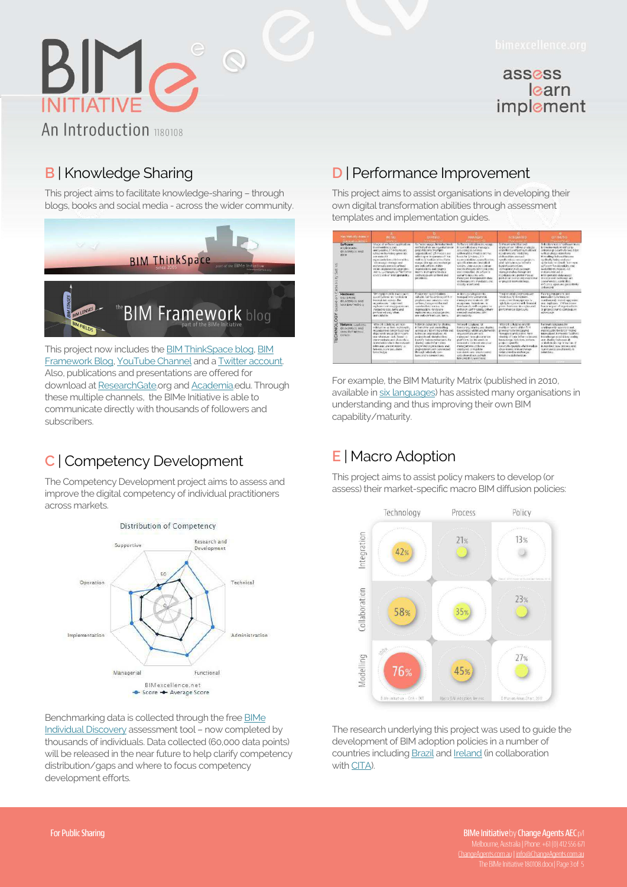# BIMe INITIATIVE

An Introduction 1180108

assess learn implement

## B | Knowledge Sharing

This project aims to facilitate knowledge-sharing – through blogs, books and social media - across the wider community.

This project now includes the BIM ThinkSpace blog, BIM Framework Blog, YouTube Channel and a Twitter account. Also, publications and presentations are offered for download at ResearchGate.org and Academia.edu. Through these multiple channels, the BIMe Initiative is able to communicate directly with thousands of followers and subscribers.

## C | Competency Development

The Competency Development project aims to assess and improve the digital competency of individual practitioners across markets.

Benchmarking data is collected through the free BIMe Individual Discovery assessment tool – now completed by thousands of individuals. Data collected (60,000 data points) will be released in the near future to help clarify competency distribution/gaps and where to focus competency development efforts.

## D | Performance Improvement

This project aims to assist organisations in developing their own digital transformation abilities through assessment templates and implementation guides.

For example, the BIM Maturity Matrix (published in 2010, available in six languages) has assisted many organisations in understanding and thus improving their own BIM capability/maturity.

## E | Macro Adoption

This project aims to assist policy makers to develop (or assess) their market-specific macro BIM diffusion policies:

The research underlying this project was used to guide the development of BIM adoption policies in a number of countries including Brazil and Ireland (in collaboration with CITA).

For Public Sharing

BIMe Initiative by Change Agents AEC pl
Melbourne, Australia | Phone: +61 (0) 412 556 671
ChangeAgents.com.au | info@ChangeAgents.com.au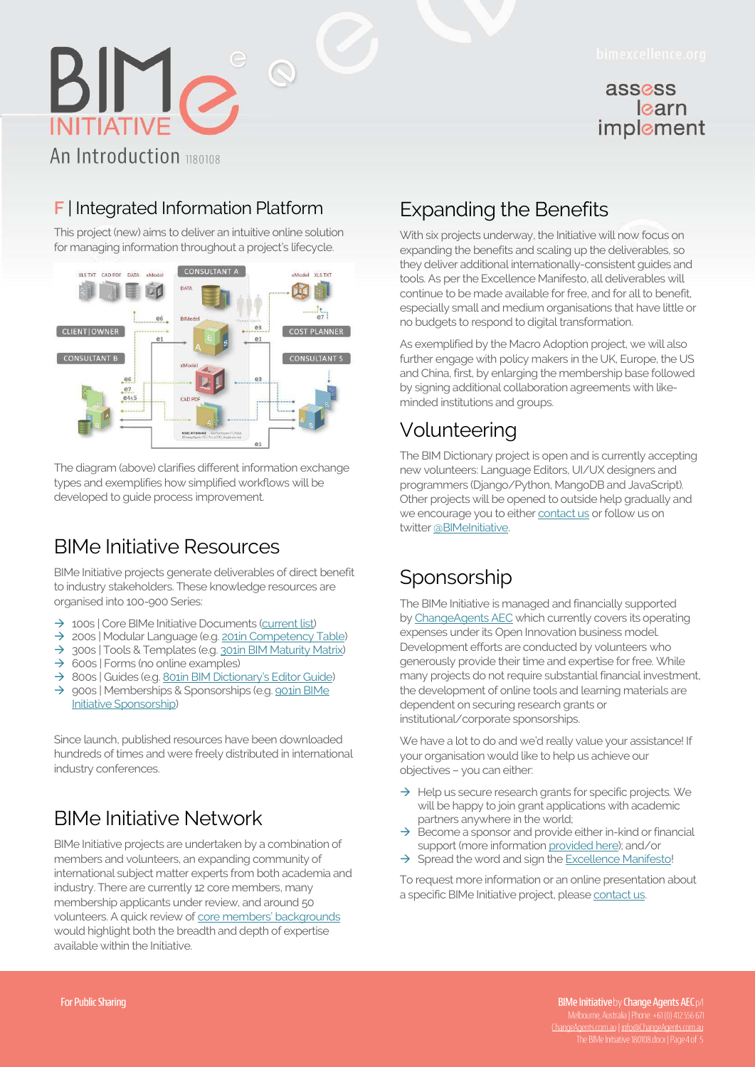## F | Integrated Information Platform

This project (new) aims to deliver an intuitive online solution for managing information throughout a project's lifecycle.

The diagram (above) clarifies different information exchange types and exemplifies how simplified workflows will be developed to guide process improvement.

## BIMe Initiative Resources

BIMe Initiative projects generate deliverables of direct benefit to industry stakeholders. These knowledge resources are organised into 100-900 Series:

- 100s | Core BIMe Initiative Documents (current list)
- 200s | Modular Language (e.g. 201in Competency Table)
- 300s | Tools & Templates (e.g. 301in BIM Maturity Matrix)
- 600s | Forms (no online examples)
- 800s | Guides (e.g. 801in BIM Dictionary's Editor Guide)
- 900s | Memberships & Sponsorships (e.g. 901in BIMe Initiative Sponsorship)

Since launch, published resources have been downloaded hundreds of times and were freely distributed in international industry conferences.

## BIMe Initiative Network

BIMe Initiative projects are undertaken by a combination of members and volunteers, an expanding community of international subject matter experts from both academia and industry. There are currently 12 core members, many membership applicants under review, and around 50 volunteers. A quick review of core members' backgrounds would highlight both the breadth and depth of expertise available within the Initiative.

## Expanding the Benefits

With six projects underway, the Initiative will now focus on expanding the benefits and scaling up the deliverables, so they deliver additional internationally-consistent guides and tools. As per the Excellence Manifesto, all deliverables will continue to be made available for free, and for all to benefit, especially small and medium organisations that have little or no budgets to respond to digital transformation.

As exemplified by the Macro Adoption project, we will also further engage with policy makers in the UK, Europe, the US and China, first, by enlarging the membership base followed by signing additional collaboration agreements with like-minded institutions and groups.

## Volunteering

The BIM Dictionary project is open and is currently accepting new volunteers: Language Editors, UI/UX designers and programmers (Django/Python, MangoDB and JavaScript). Other projects will be opened to outside help gradually and we encourage you to either contact us or follow us on twitter @BIMeInitiative.

## Sponsorship

The BIMe Initiative is managed and financially supported by ChangeAgents AEC which currently covers its operating expenses under its Open Innovation business model. Development efforts are conducted by volunteers who generously provide their time and expertise for free. While many projects do not require substantial financial investment, the development of online tools and learning materials are dependent on securing research grants or institutional/corporate sponsorships.

We have a lot to do and we'd really value your assistance! If your organisation would like to help us achieve our objectives – you can either:

- Help us secure research grants for specific projects. We will be happy to join grant applications with academic partners anywhere in the world;
- Become a sponsor and provide either in-kind or financial support (more information provided here); and/or
- Spread the word and sign the Excellence Manifesto!

To request more information or an online presentation about a specific BIMe Initiative project, please contact us.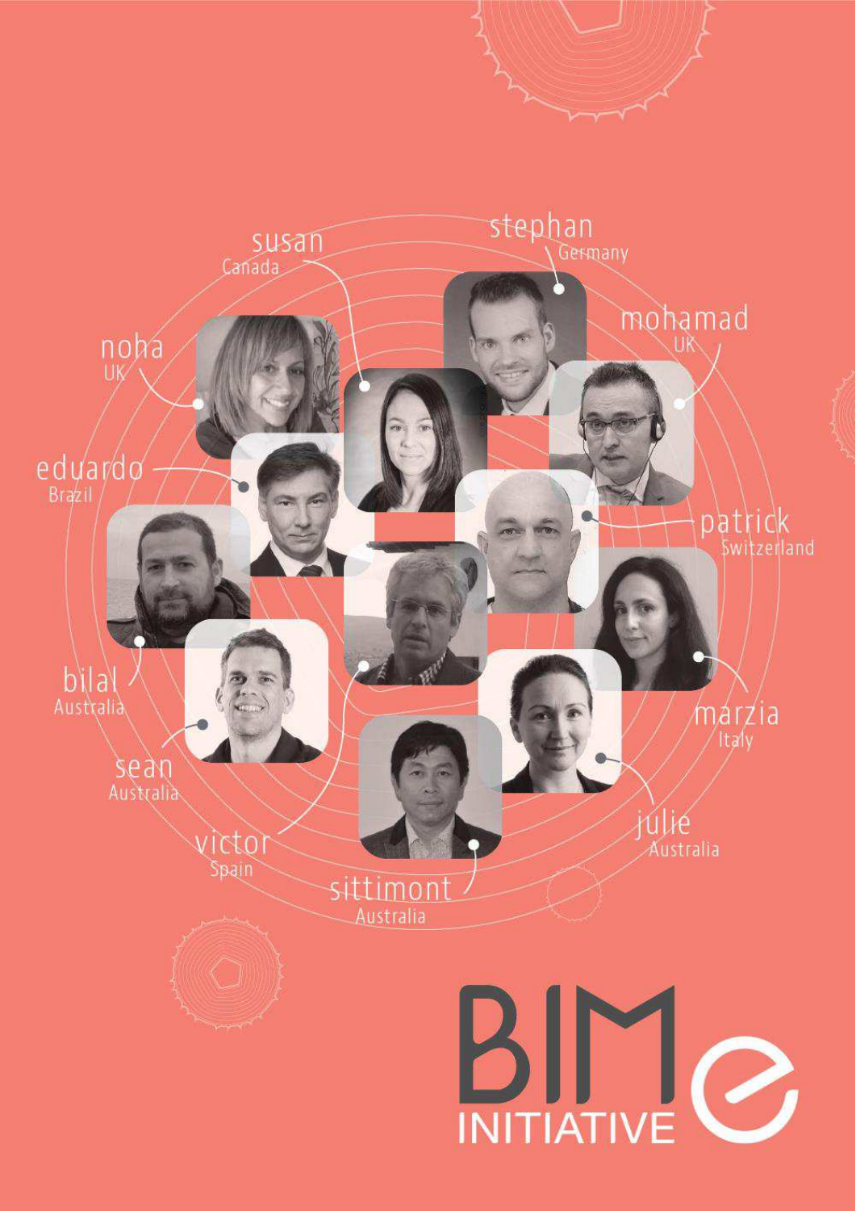susan
Canada

stephan
Germany

mohamad
UK

noha
UK

eduardo
Brazil

patrick
Switzerland

bilal
Australia

marzia
Italy

sean
Australia

julie
Australia

victor
Spain

sittimont
Australia

BIM e INITIATIVE